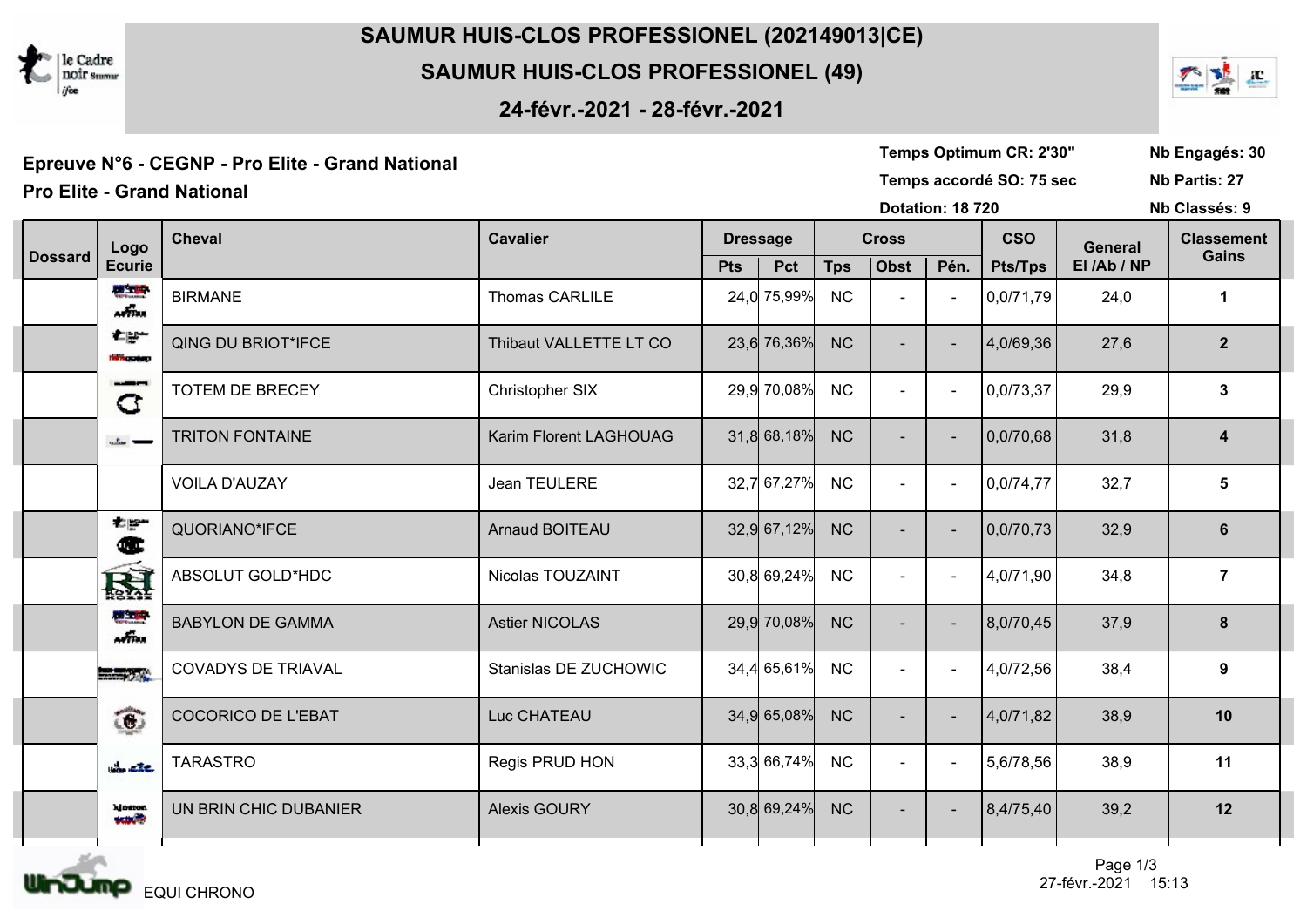# SAUMUR HUIS-CLOS PROFESSIONEL (202149013|CE)

## SAUMUR HUIS-CLOS PROFESSIONEL (49)

### 24-févr.-2021 - 28-févr.-2021

**Epreuve N°6 - CEGNP - Pro Elite - Grand National**
**Pro Elite - Grand National**

Temps Optimum CR: 2'30"
Temps accordé SO: 75 sec
Dotation: 18 720

Nb Engagés: 30
Nb Partis: 27
Nb Classés: 9

| Dossard | Logo Ecurie | Cheval | Cavalier | Dressage | | Cross | | | CSO | General | Classement Gains |
|---|---|---|---|---|---|---|---|---|---|---|---|
| | | | | Pts | Pct | Tps | Obst | Pén. | Pts/Tps | El /Ab / NP | |
| | | BIRMANE | Thomas CARLILE | 24,0 | 75,99% | NC | - | - | 0,0/71,79 | 24,0 | 1 |
| | | QING DU BRIOT*IFCE | Thibaut VALLETTE LT CO | 23,6 | 76,36% | NC | - | - | 4,0/69,36 | 27,6 | 2 |
| | | TOTEM DE BRECEY | Christopher SIX | 29,9 | 70,08% | NC | - | - | 0,0/73,37 | 29,9 | 3 |
| | | TRITON FONTAINE | Karim Florent LAGHOUAG | 31,8 | 68,18% | NC | - | - | 0,0/70,68 | 31,8 | 4 |
| | | VOILA D'AUZAY | Jean TEULERE | 32,7 | 67,27% | NC | - | - | 0,0/74,77 | 32,7 | 5 |
| | | QUORIANO*IFCE | Arnaud BOITEAU | 32,9 | 67,12% | NC | - | - | 0,0/70,73 | 32,9 | 6 |
| | | ABSOLUT GOLD*HDC | Nicolas TOUZAINT | 30,8 | 69,24% | NC | - | - | 4,0/71,90 | 34,8 | 7 |
| | | BABYLON DE GAMMA | Astier NICOLAS | 29,9 | 70,08% | NC | - | - | 8,0/70,45 | 37,9 | 8 |
| | | COVADYS DE TRIAVAL | Stanislas DE ZUCHOWIC | 34,4 | 65,61% | NC | - | - | 4,0/72,56 | 38,4 | 9 |
| | | COCORICO DE L'EBAT | Luc CHATEAU | 34,9 | 65,08% | NC | - | - | 4,0/71,82 | 38,9 | 10 |
| | | TARASTRO | Regis PRUD HON | 33,3 | 66,74% | NC | - | - | 5,6/78,56 | 38,9 | 11 |
| | | UN BRIN CHIC DUBANIER | Alexis GOURY | 30,8 | 69,24% | NC | - | - | 8,4/75,40 | 39,2 | 12 |

EQUI CHRONO

27-févr.-2021 15:13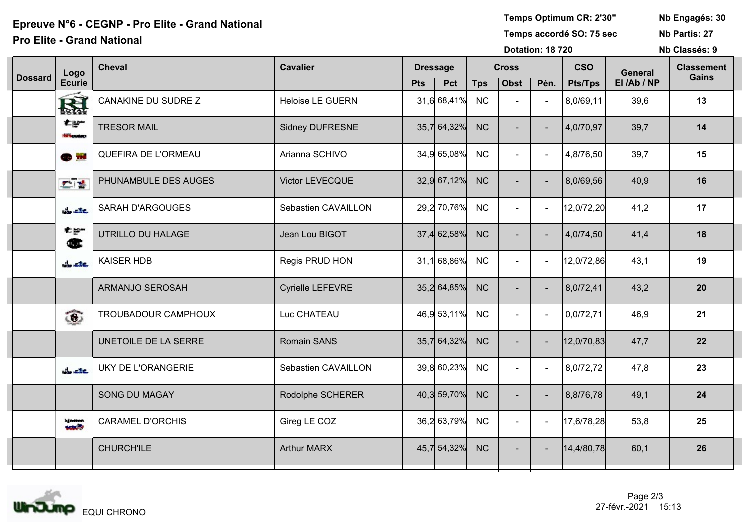# Epreuve N°6 - CEGNP - Pro Elite - Grand National

## Pro Elite - Grand National

Temps Optimum CR: 2'30"
Temps accordé SO: 75 sec
Dotation: 18 720

Nb Engagés: 30
Nb Partis: 27
Nb Classés: 9

| Dossard | Logo Ecurie | Cheval | Cavalier | Dressage | | Cross | | | CSO | General | Classement |
|---|---|---|---|---|---|---|---|---|---|---|---|
| | | | | Pts | Pct | Tps | Obst | Pén. | Pts/Tps | El /Ab / NP | Gains |
| | | CANAKINE DU SUDRE Z | Heloise LE GUERN | 31,6 | 68,41% | NC | - | - | 8,0/69,11 | 39,6 | 13 |
| | | TRESOR MAIL | Sidney DUFRESNE | 35,7 | 64,32% | NC | - | - | 4,0/70,97 | 39,7 | 14 |
| | | QUEFIRA DE L'ORMEAU | Arianna SCHIVO | 34,9 | 65,08% | NC | - | - | 4,8/76,50 | 39,7 | 15 |
| | | PHUNAMBULE DES AUGES | Victor LEVECQUE | 32,9 | 67,12% | NC | - | - | 8,0/69,56 | 40,9 | 16 |
| | | SARAH D'ARGOUGES | Sebastien CAVAILLON | 29,2 | 70,76% | NC | - | - | 12,0/72,20 | 41,2 | 17 |
| | | UTRILLO DU HALAGE | Jean Lou BIGOT | 37,4 | 62,58% | NC | - | - | 4,0/74,50 | 41,4 | 18 |
| | | KAISER HDB | Regis PRUD HON | 31,1 | 68,86% | NC | - | - | 12,0/72,86 | 43,1 | 19 |
| | | ARMANJO SEROSAH | Cyrielle LEFEVRE | 35,2 | 64,85% | NC | - | - | 8,0/72,41 | 43,2 | 20 |
| | | TROUBADOUR CAMPHOUX | Luc CHATEAU | 46,9 | 53,11% | NC | - | - | 0,0/72,71 | 46,9 | 21 |
| | | UNETOILE DE LA SERRE | Romain SANS | 35,7 | 64,32% | NC | - | - | 12,0/70,83 | 47,7 | 22 |
| | | UKY DE L'ORANGERIE | Sebastien CAVAILLON | 39,8 | 60,23% | NC | - | - | 8,0/72,72 | 47,8 | 23 |
| | | SONG DU MAGAY | Rodolphe SCHERER | 40,3 | 59,70% | NC | - | - | 8,8/76,78 | 49,1 | 24 |
| | | CARAMEL D'ORCHIS | Gireg LE COZ | 36,2 | 63,79% | NC | - | - | 17,6/78,28 | 53,8 | 25 |
| | | CHURCH'ILE | Arthur MARX | 45,7 | 54,32% | NC | - | - | 14,4/80,78 | 60,1 | 26 |

EQUI CHRONO

27-févr.-2021 15:13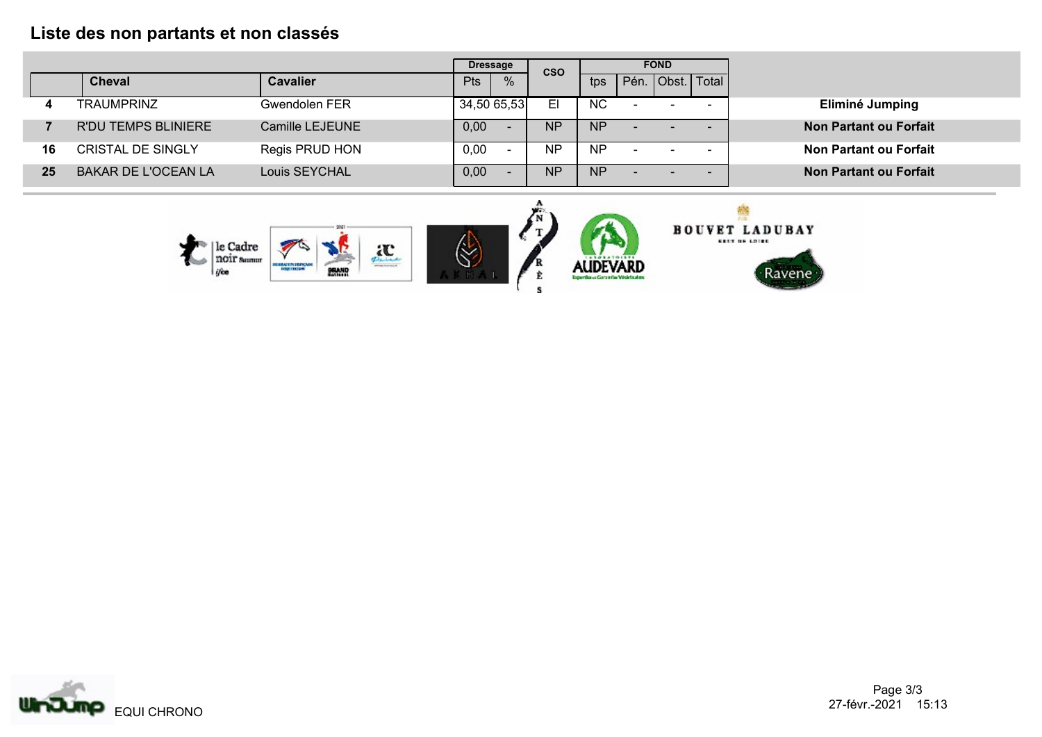## Liste des non partants et non classés

| | Cheval | Cavalier | Dressage | | CSO | FOND | | | | |
|---|---|---|---|---|---|---|---|---|---|---|
| | | | Pts | % | | tps | Pén. | Obst. | Total | |
| 4 | TRAUMPRINZ | Gwendolen FER | 34,50 | 65,53 | El | NC | - | - | - | **Eliminé Jumping** |
| 7 | R'DU TEMPS BLINIERE | Camille LEJEUNE | 0,00 | - | NP | NP | - | - | - | **Non Partant ou Forfait** |
| 16 | CRISTAL DE SINGLY | Regis PRUD HON | 0,00 | - | NP | NP | - | - | - | **Non Partant ou Forfait** |
| 25 | BAKAR DE L'OCEAN LA | Louis SEYCHAL | 0,00 | - | NP | NP | - | - | - | **Non Partant ou Forfait** |

EQUI CHRONO

27-févr.-2021 15:13